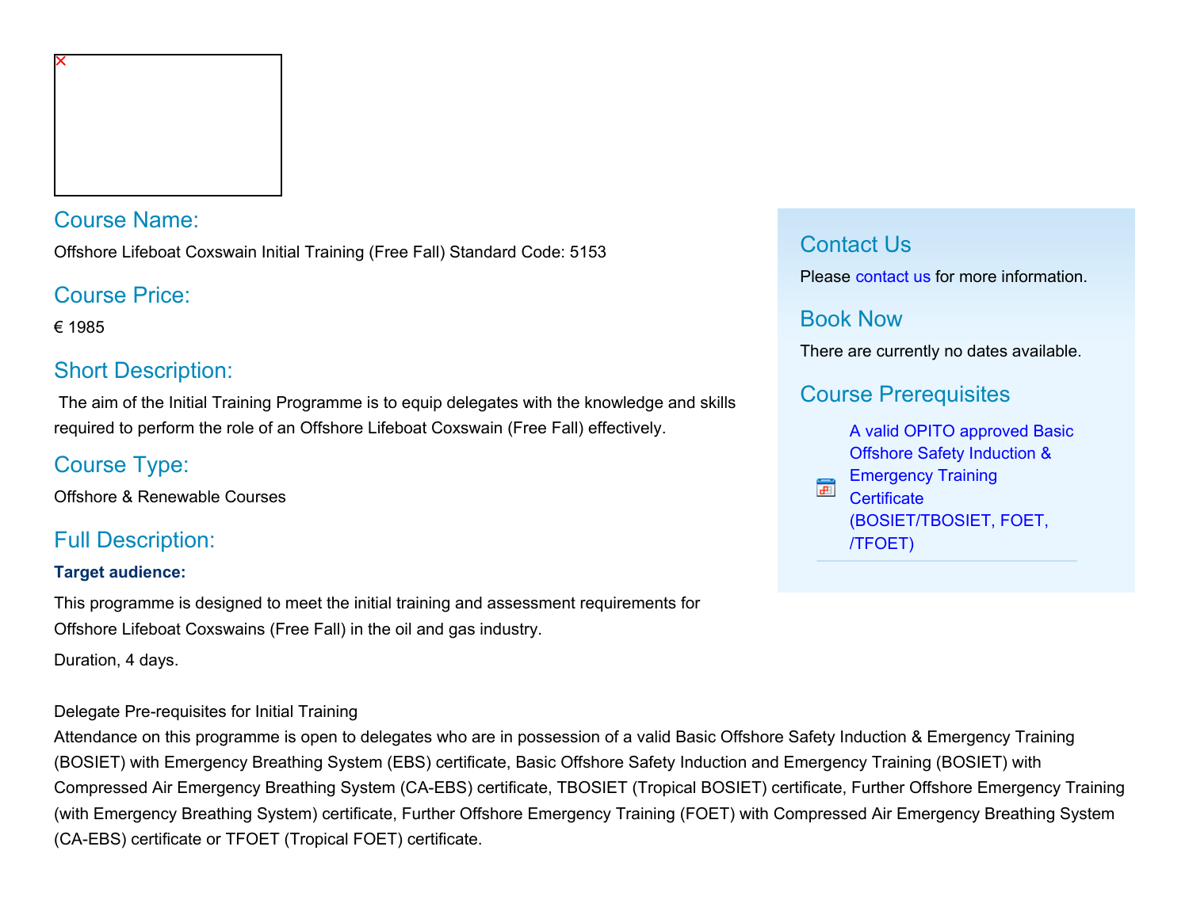## Course Name:

Offshore Lifeboat Coxswain Initial Training (Free Fall) Standard Code: 5153

## Course Price:

€ 1985

## Short Description:

The aim of the Initial Training Programme is to equip delegates with the knowledge and skills required to perform the role of an Offshore Lifeboat Coxswain (Free Fall) effectively.

## Course Type:

Offshore & Renewable Courses

## Full Description:

**Target audience:**

This programme is designed to meet the initial training and assessment requirements for Offshore Lifeboat Coxswains (Free Fall) in the oil and gas industry.

Duration, 4 days.

Delegate Pre-requisites for Initial Training
Attendance on this programme is open to delegates who are in possession of a valid Basic Offshore Safety Induction & Emergency Training (BOSIET) with Emergency Breathing System (EBS) certificate, Basic Offshore Safety Induction and Emergency Training (BOSIET) with Compressed Air Emergency Breathing System (CA-EBS) certificate, TBOSIET (Tropical BOSIET) certificate, Further Offshore Emergency Training (with Emergency Breathing System) certificate, Further Offshore Emergency Training (FOET) with Compressed Air Emergency Breathing System (CA-EBS) certificate or TFOET (Tropical FOET) certificate.

## Contact Us

Please contact us for more information.

## Book Now

There are currently no dates available.

## Course Prerequisites

- A valid OPITO approved Basic Offshore Safety Induction & Emergency Training Certificate (BOSIET/TBOSIET, FOET, /TFOET)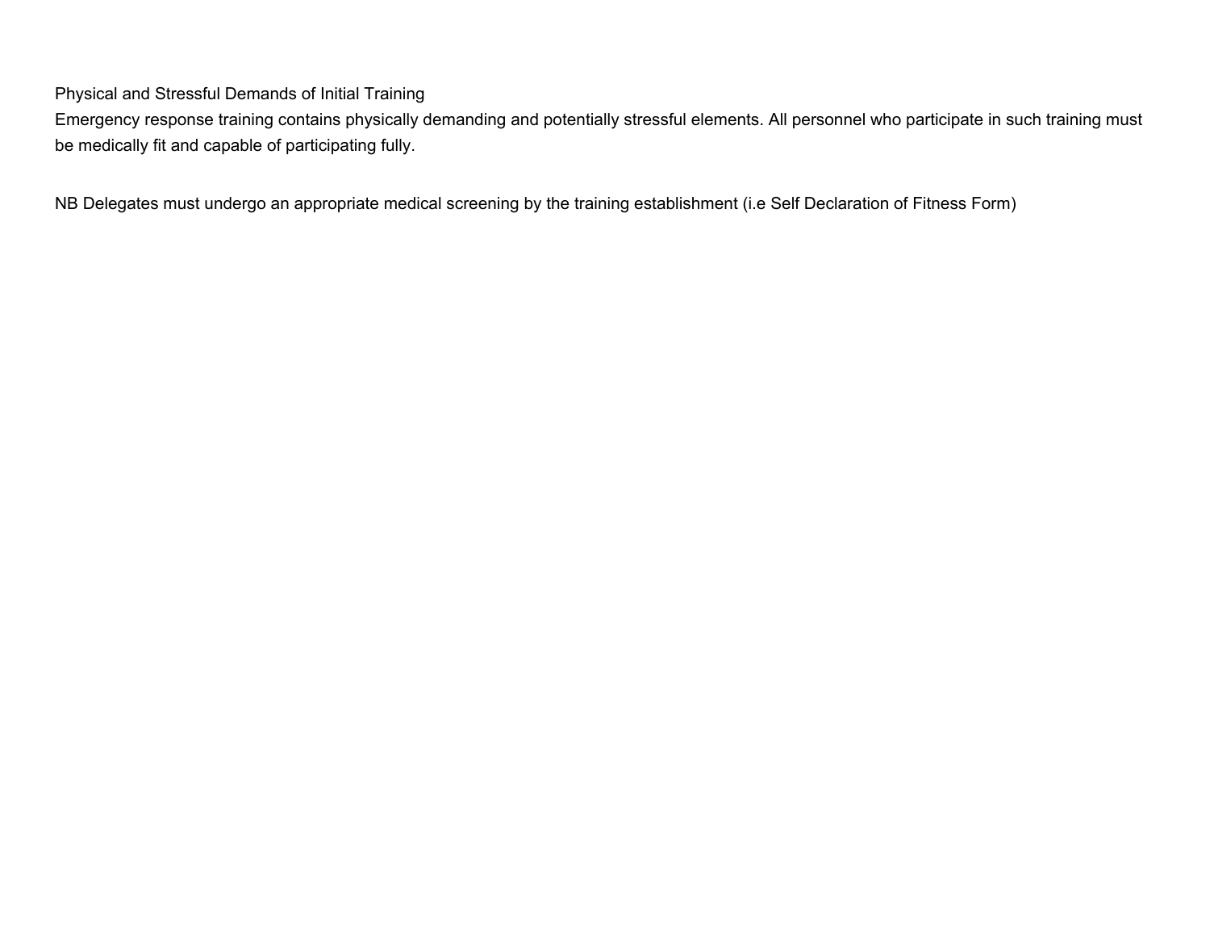Physical and Stressful Demands of Initial Training

Emergency response training contains physically demanding and potentially stressful elements. All personnel who participate in such training must be medically fit and capable of participating fully.

NB Delegates must undergo an appropriate medical screening by the training establishment (i.e Self Declaration of Fitness Form)